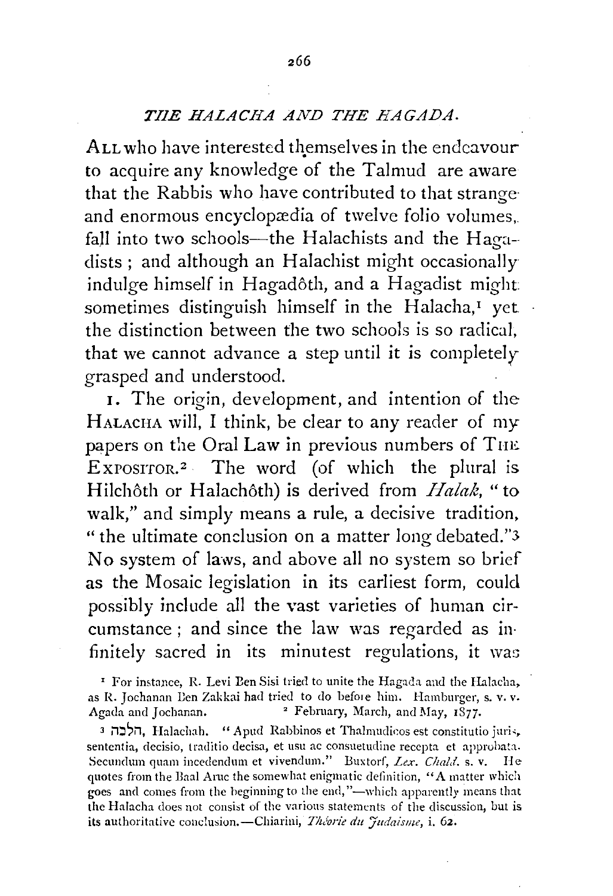# *THE HALACHA AND THE HAGADA.*

ALL who have interested themselves in the endeavour to acquire any knowledge of the Talmud are aware that the Rabbis who have contributed to that strange and enormous encyclopædia of twelve folio volumes, fall into two schools—the Halachists and the Hagadists; and although an Halachist might occasionally indulge himself in Hagadôth, and a Hagadist might sometimes distinguish himself in the Halacha,[1] yet the distinction between the two schools is so radical, that we cannot advance a step until it is completely grasped and understood.

1. The origin, development, and intention of the HALACHA will, I think, be clear to any reader of my papers on the Oral Law in previous numbers of THE EXPOSITOR.[2] The word (of which the plural is Hilchôth or Halachôth) is derived from *Halak*, "to walk," and simply means a rule, a decisive tradition, "the ultimate conclusion on a matter long debated."[3] No system of laws, and above all no system so brief as the Mosaic legislation in its earliest form, could possibly include all the vast varieties of human circumstance; and since the law was regarded as infinitely sacred in its minutest regulations, it was

[1] For instance, R. Levi Ben Sisi tried to unite the Hagada and the Halacha, as R. Jochanan Ben Zakkai had tried to do before him. Hamburger, s. v. v. Agada and Jochanan.

[2] February, March, and May, 1877.

[3] הלכה, Halachah. "Apud Rabbinos et Thalmudicos est constitutio juris, sententia, decisio, traditio decisa, et usu ac consuetudine recepta et approbata. Secundum quam incedendum et vivendum." Buxtorf, *Lex. Chald.* s. v. He quotes from the Baal Aruc the somewhat enigmatic definition, "A matter which goes and comes from the beginning to the end,"—which apparently means that the Halacha does not consist of the various statements of the discussion, but is its authoritative conclusion.—Chiarini, *Théorie du Judaisme*, i. 62.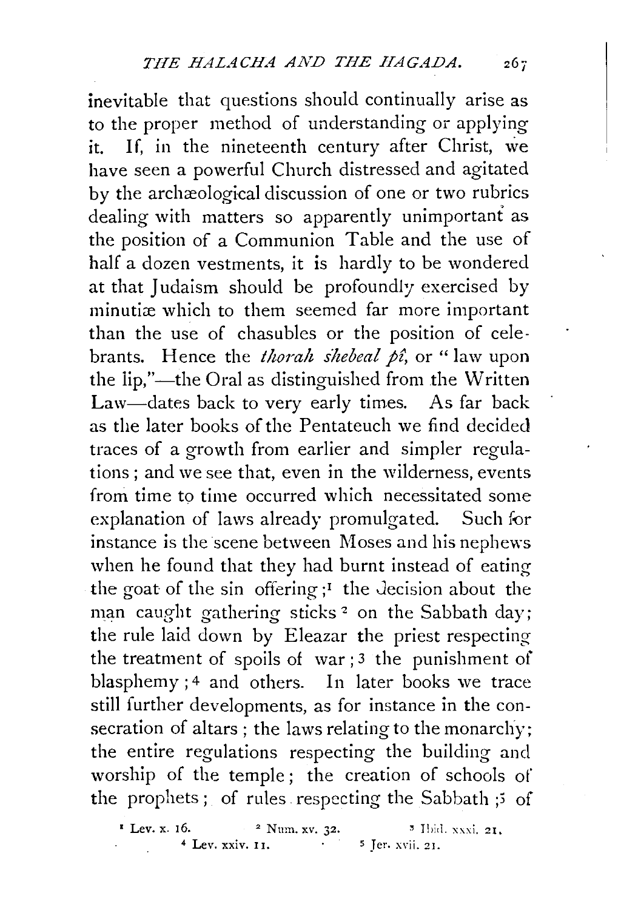inevitable that questions should continually arise as to the proper method of understanding or applying it. If, in the nineteenth century after Christ, we have seen a powerful Church distressed and agitated by the archæological discussion of one or two rubrics dealing with matters so apparently unimportant as the position of a Communion Table and the use of half a dozen vestments, it is hardly to be wondered at that Judaism should be profoundly exercised by minutiæ which to them seemed far more important than the use of chasubles or the position of celebrants. Hence the *thorah shebeal pî*, or "law upon the lip,"—the Oral as distinguished from the Written Law—dates back to very early times. As far back as the later books of the Pentateuch we find decided traces of a growth from earlier and simpler regulations; and we see that, even in the wilderness, events from time to time occurred which necessitated some explanation of laws already promulgated. Such for instance is the scene between Moses and his nephews when he found that they had burnt instead of eating the goat of the sin offering;[1] the decision about the man caught gathering sticks[2] on the Sabbath day; the rule laid down by Eleazar the priest respecting the treatment of spoils of war;[3] the punishment of blasphemy;[4] and others. In later books we trace still further developments, as for instance in the consecration of altars; the laws relating to the monarchy; the entire regulations respecting the building and worship of the temple; the creation of schools of the prophets; of rules respecting the Sabbath;[5] of

[1] Lev. x. 16. [2] Num. xv. 32. [3] Ibid. xxxi. 21. [4] Lev. xxiv. 11. [5] Jer. xvii. 21.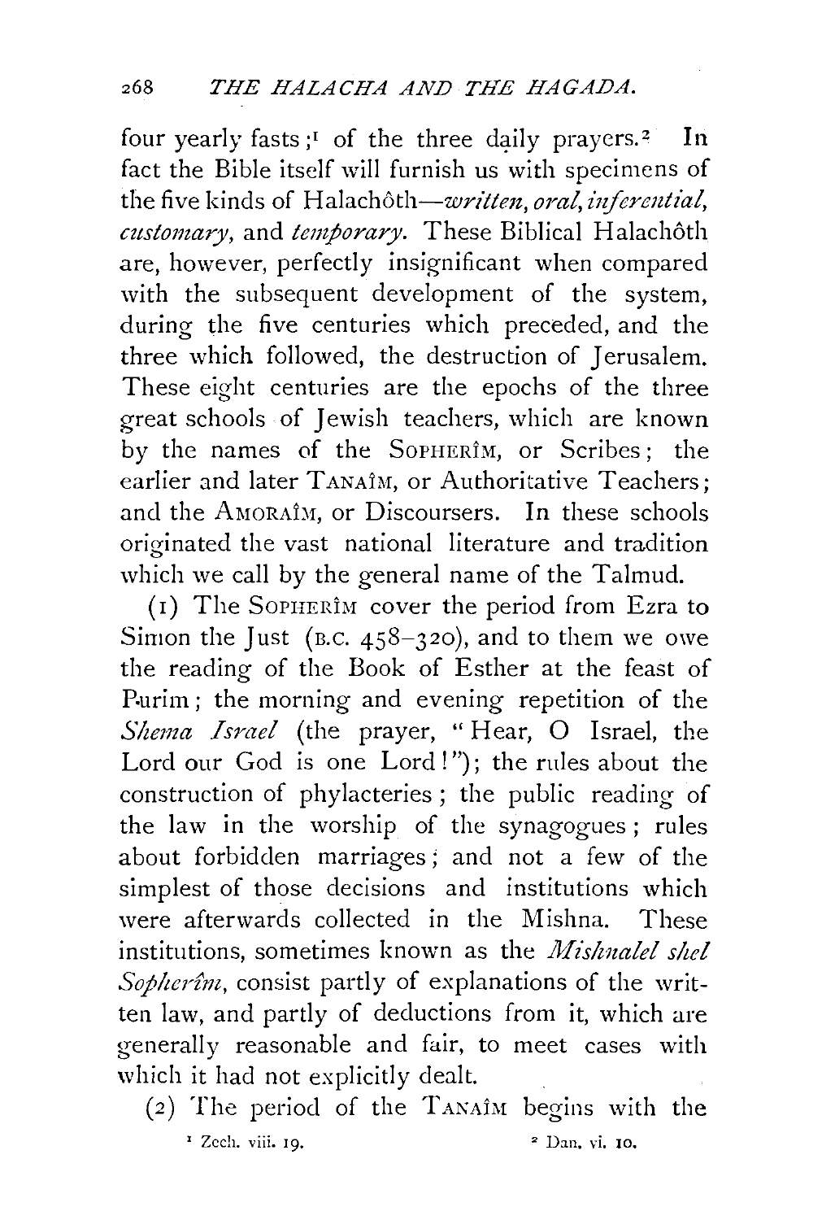four yearly fasts;[1] of the three daily prayers.[2] In fact the Bible itself will furnish us with specimens of the five kinds of Halachôth—*written, oral, inferential, customary,* and *temporary.* These Biblical Halachôth are, however, perfectly insignificant when compared with the subsequent development of the system, during the five centuries which preceded, and the three which followed, the destruction of Jerusalem. These eight centuries are the epochs of the three great schools of Jewish teachers, which are known by the names of the SOPHERÎM, or Scribes; the earlier and later TANAÎM, or Authoritative Teachers; and the AMORAÎM, or Discoursers. In these schools originated the vast national literature and tradition which we call by the general name of the Talmud.

(1) The SOPHERÎM cover the period from Ezra to Simon the Just (B.C. 458–320), and to them we owe the reading of the Book of Esther at the feast of Purim; the morning and evening repetition of the *Shema Israel* (the prayer, "Hear, O Israel, the Lord our God is one Lord!"); the rules about the construction of phylacteries; the public reading of the law in the worship of the synagogues; rules about forbidden marriages; and not a few of the simplest of those decisions and institutions which were afterwards collected in the Mishna. These institutions, sometimes known as the *Mishnalel shel Sopherîm*, consist partly of explanations of the written law, and partly of deductions from it, which are generally reasonable and fair, to meet cases with which it had not explicitly dealt.

(2) The period of the TANAÎM begins with the

[1] Zech. viii. 19.

[2] Dan. vi. 10.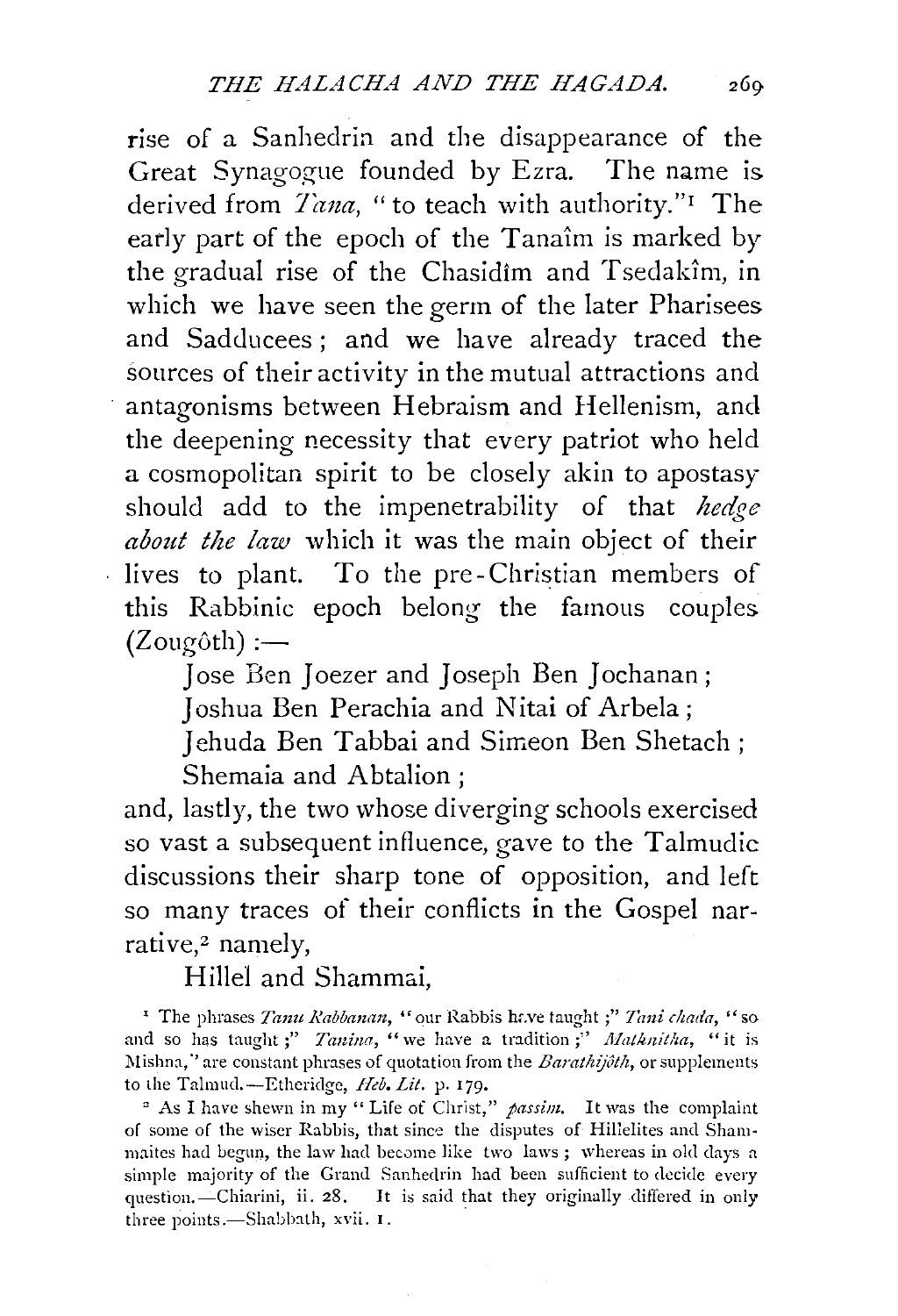rise of a Sanhedrin and the disappearance of the Great Synagogue founded by Ezra. The name is derived from *Tana*, "to teach with authority."[1] The early part of the epoch of the Tanaîm is marked by the gradual rise of the Chasidîm and Tsedakîm, in which we have seen the germ of the later Pharisees and Sadducees; and we have already traced the sources of their activity in the mutual attractions and antagonisms between Hebraism and Hellenism, and the deepening necessity that every patriot who held a cosmopolitan spirit to be closely akin to apostasy should add to the impenetrability of that *hedge about the law* which it was the main object of their lives to plant. To the pre-Christian members of this Rabbinic epoch belong the famous couples (Zougôth):—

Jose Ben Joezer and Joseph Ben Jochanan;
Joshua Ben Perachia and Nitai of Arbela;
Jehuda Ben Tabbai and Simeon Ben Shetach;
Shemaia and Abtalion;

and, lastly, the two whose diverging schools exercised so vast a subsequent influence, gave to the Talmudic discussions their sharp tone of opposition, and left so many traces of their conflicts in the Gospel narrative,[2] namely,

Hillel and Shammai,

---

[1] The phrases *Tanu Rabbanan*, "our Rabbis have taught;" *Tani chada*, "so and so has taught;" *Tanina*, "we have a tradition;" *Mathnitha*, "it is Mishna," are constant phrases of quotation from the *Barathijôth*, or supplements to the Talmud.—Etheridge, *Heb. Lit.* p. 179.

[2] As I have shewn in my "Life of Christ," *passim*. It was the complaint of some of the wiser Rabbis, that since the disputes of Hillelites and Shammaites had begun, the law had become like two laws; whereas in old days a simple majority of the Grand Sanhedrin had been sufficient to decide every question.—Chiarini, ii. 28. It is said that they originally differed in only three points.—Shabbath, xvii. 1.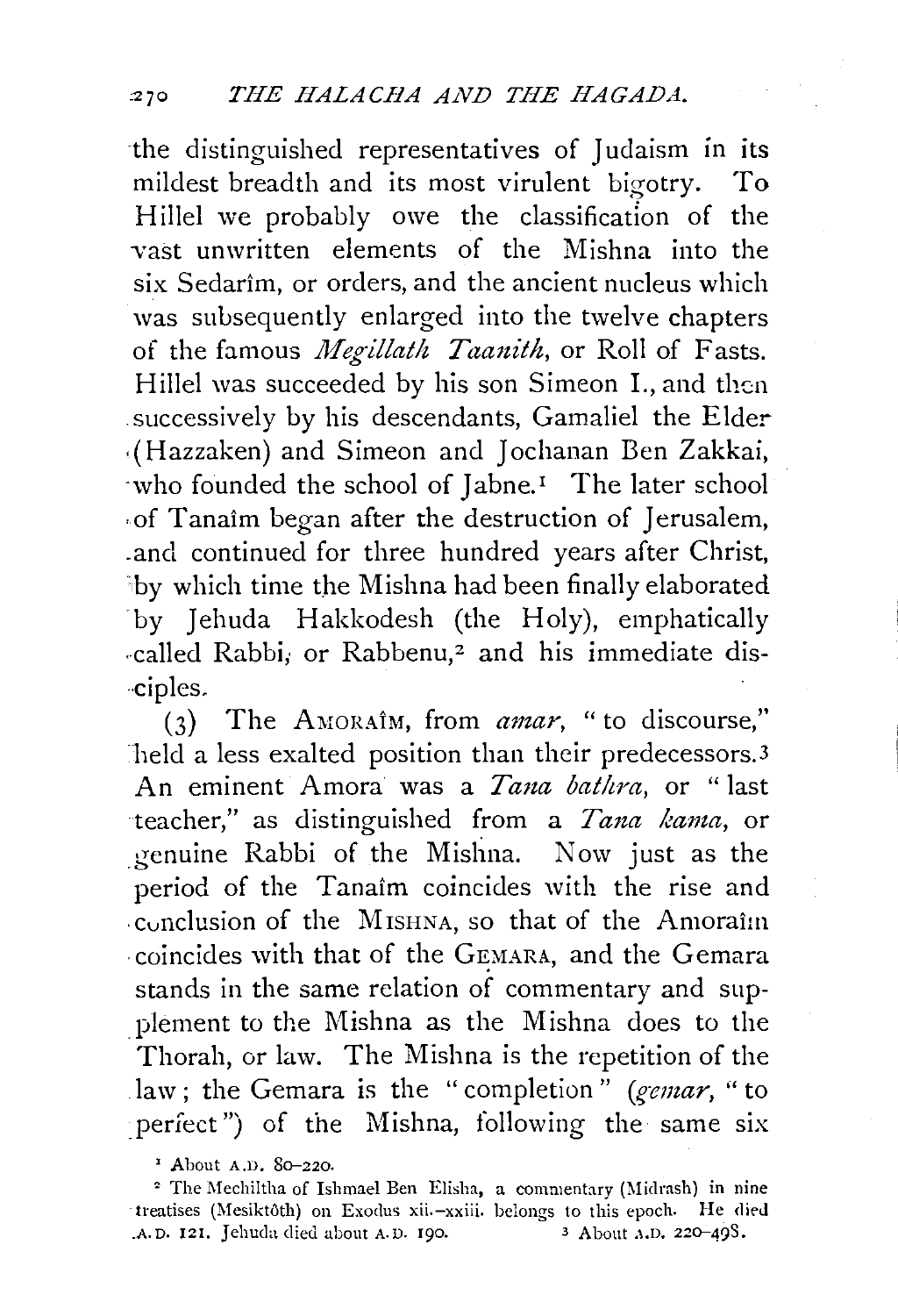the distinguished representatives of Judaism in its mildest breadth and its most virulent bigotry. To Hillel we probably owe the classification of the vast unwritten elements of the Mishna into the six Sedarîm, or orders, and the ancient nucleus which was subsequently enlarged into the twelve chapters of the famous *Megillath Taanith*, or Roll of Fasts. Hillel was succeeded by his son Simeon I., and then successively by his descendants, Gamaliel the Elder (Hazzaken) and Simeon and Jochanan Ben Zakkai, who founded the school of Jabne.[1] The later school of Tanaîm began after the destruction of Jerusalem, and continued for three hundred years after Christ, by which time the Mishna had been finally elaborated by Jehuda Hakkodesh (the Holy), emphatically called Rabbi, or Rabbenu,[2] and his immediate disciples.

(3) The AMORAÎM, from *amar*, "to discourse," held a less exalted position than their predecessors.[3] An eminent Amora was a *Tana bathra*, or "last teacher," as distinguished from a *Tana kama*, or genuine Rabbi of the Mishna. Now just as the period of the Tanaîm coincides with the rise and conclusion of the MISHNA, so that of the Amoraîm coincides with that of the GEMARA, and the Gemara stands in the same relation of commentary and supplement to the Mishna as the Mishna does to the Thorah, or law. The Mishna is the repetition of the law; the Gemara is the "completion" (*gemar*, "to perfect") of the Mishna, following the same six

[1] About A.D. 80–220.

[2] The Mechiltha of Ishmael Ben Elisha, a commentary (Midrash) in nine treatises (Mesiktôth) on Exodus xii.–xxiii. belongs to this epoch. He died A.D. 121. Jehuda died about A.D. 190.

[3] About A.D. 220–498.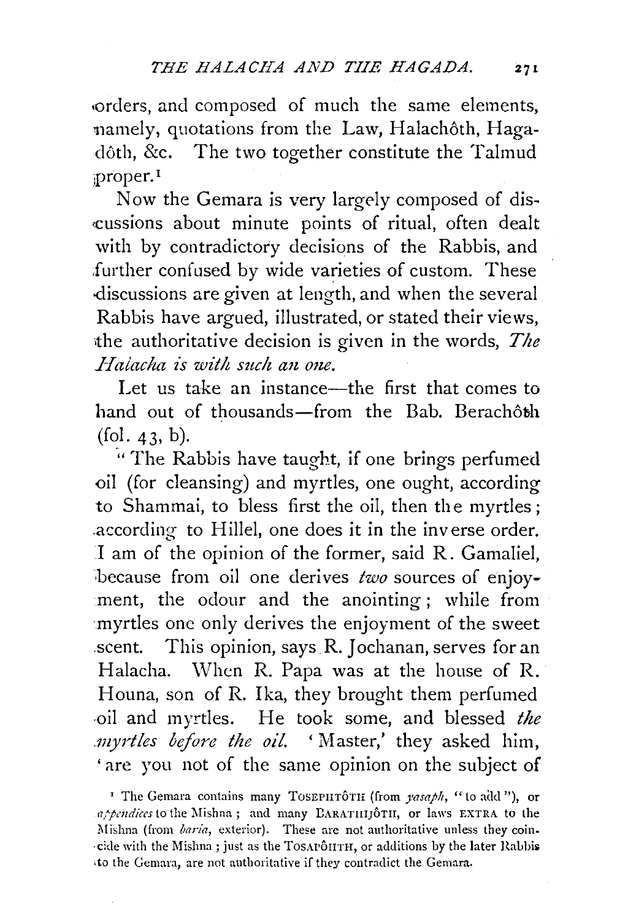orders, and composed of much the same elements, namely, quotations from the Law, Halachôth, Hagadôth, &c. The two together constitute the Talmud proper.[1]

Now the Gemara is very largely composed of discussions about minute points of ritual, often dealt with by contradictory decisions of the Rabbis, and further confused by wide varieties of custom. These discussions are given at length, and when the several Rabbis have argued, illustrated, or stated their views, the authoritative decision is given in the words, *The Halacha is with such an one.*

Let us take an instance—the first that comes to hand out of thousands—from the Bab. Berachôth (fol. 43, b).

"The Rabbis have taught, if one brings perfumed oil (for cleansing) and myrtles, one ought, according to Shammai, to bless first the oil, then the myrtles; according to Hillel, one does it in the inverse order. I am of the opinion of the former, said R. Gamaliel, because from oil one derives *two* sources of enjoyment, the odour and the anointing; while from myrtles one only derives the enjoyment of the sweet scent. This opinion, says R. Jochanan, serves for an Halacha. When R. Papa was at the house of R. Houna, son of R. Ika, they brought them perfumed oil and myrtles. He took some, and blessed *the myrtles before the oil.* 'Master,' they asked him, 'are you not of the same opinion on the subject of

[1] The Gemara contains many TOSEPHTÔTH (from *yasaph*, "to add"), or *appendices* to the Mishna; and many BARATHJÔTH, or laws EXTRA to the Mishna (from *baria*, exterior). These are not authoritative unless they coincide with the Mishna; just as the TOSAPÔHTH, or additions by the later Rabbis to the Gemara, are not authoritative if they contradict the Gemara.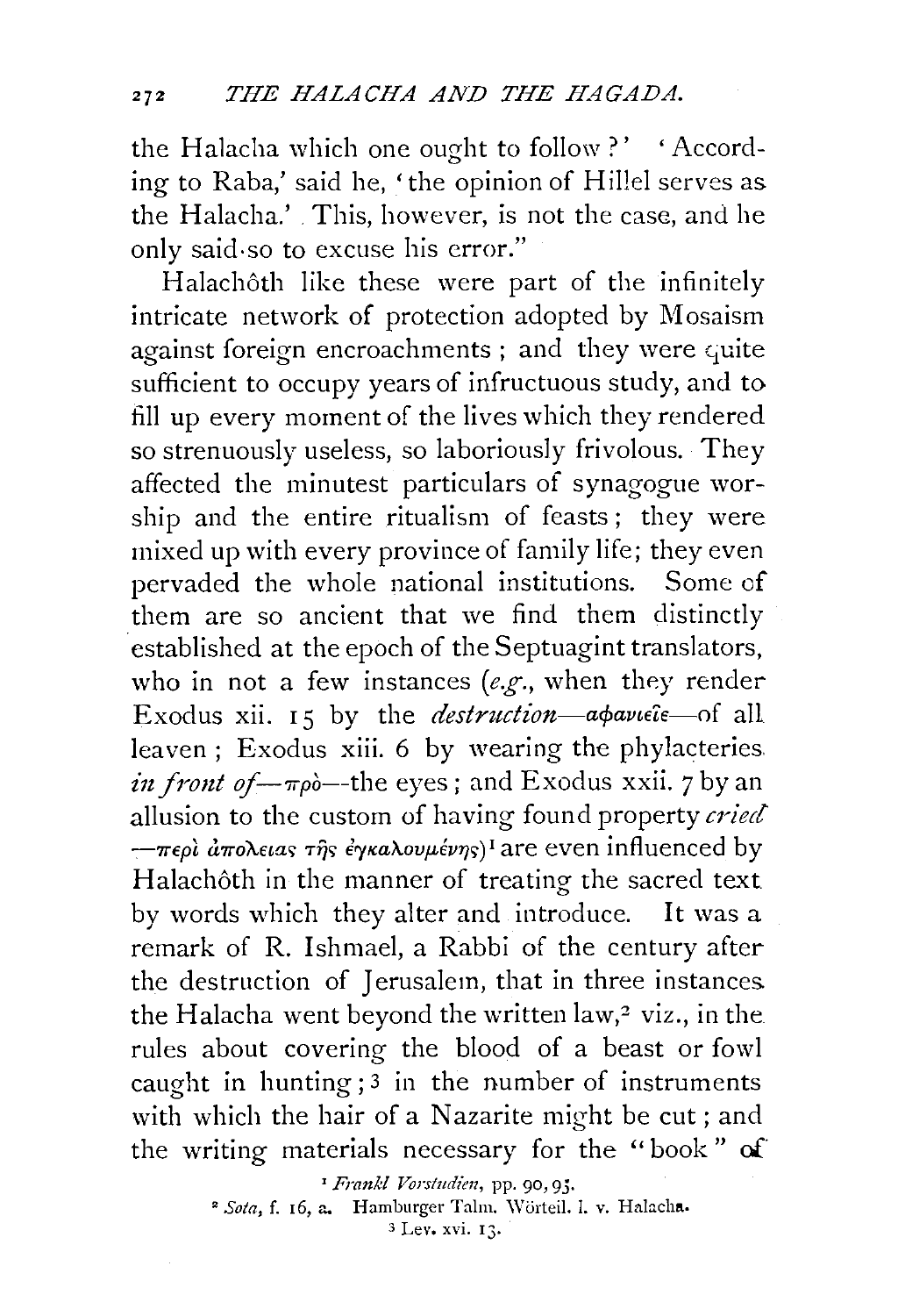the Halacha which one ought to follow?' 'According to Raba,' said he, 'the opinion of Hillel serves as the Halacha.' This, however, is not the case, and he only said so to excuse his error."

Halachôth like these were part of the infinitely intricate network of protection adopted by Mosaism against foreign encroachments; and they were quite sufficient to occupy years of infructuous study, and to fill up every moment of the lives which they rendered so strenuously useless, so laboriously frivolous. They affected the minutest particulars of synagogue worship and the entire ritualism of feasts; they were mixed up with every province of family life; they even pervaded the whole national institutions. Some of them are so ancient that we find them distinctly established at the epoch of the Septuagint translators, who in not a few instances (*e.g.*, when they render Exodus xii. 15 by the *destruction*—ἀφανιεῖτε—of all leaven; Exodus xiii. 6 by wearing the phylacteries *in front of*—πρὸ—the eyes; and Exodus xxii. 7 by an allusion to the custom of having found property *cried*—περὶ ἀπολείας τῆς ἐγκαλουμένης)[1] are even influenced by Halachôth in the manner of treating the sacred text by words which they alter and introduce. It was a remark of R. Ishmael, a Rabbi of the century after the destruction of Jerusalem, that in three instances the Halacha went beyond the written law,[2] viz., in the rules about covering the blood of a beast or fowl caught in hunting;[3] in the number of instruments with which the hair of a Nazarite might be cut; and the writing materials necessary for the "book" of

[1] *Frankl Vorstudien*, pp. 90, 95.

[2] *Sota*, f. 16, a. Hamburger Talm. Wörteil. I. v. Halacha.

[3] Lev. xvi. 13.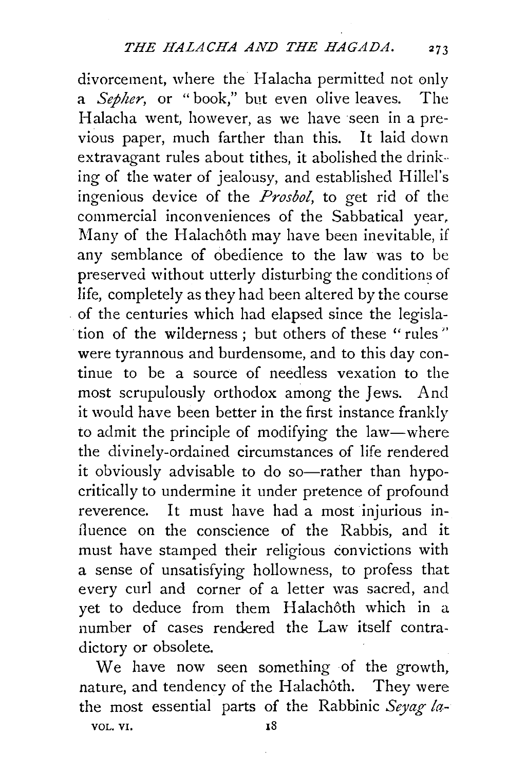divorcement, where the Halacha permitted not only a *Sepher*, or "book," but even olive leaves. The Halacha went, however, as we have seen in a previous paper, much farther than this. It laid down extravagant rules about tithes, it abolished the drinking of the water of jealousy, and established Hillel's ingenious device of the *Prosbol*, to get rid of the commercial inconveniences of the Sabbatical year. Many of the Halachôth may have been inevitable, if any semblance of obedience to the law was to be preserved without utterly disturbing the conditions of life, completely as they had been altered by the course of the centuries which had elapsed since the legislation of the wilderness; but others of these "rules" were tyrannous and burdensome, and to this day continue to be a source of needless vexation to the most scrupulously orthodox among the Jews. And it would have been better in the first instance frankly to admit the principle of modifying the law—where the divinely-ordained circumstances of life rendered it obviously advisable to do so—rather than hypocritically to undermine it under pretence of profound reverence. It must have had a most injurious influence on the conscience of the Rabbis, and it must have stamped their religious convictions with a sense of unsatisfying hollowness, to profess that every curl and corner of a letter was sacred, and yet to deduce from them Halachôth which in a number of cases rendered the Law itself contradictory or obsolete.

We have now seen something of the growth, nature, and tendency of the Halachôth. They were the most essential parts of the Rabbinic *Seyag la-*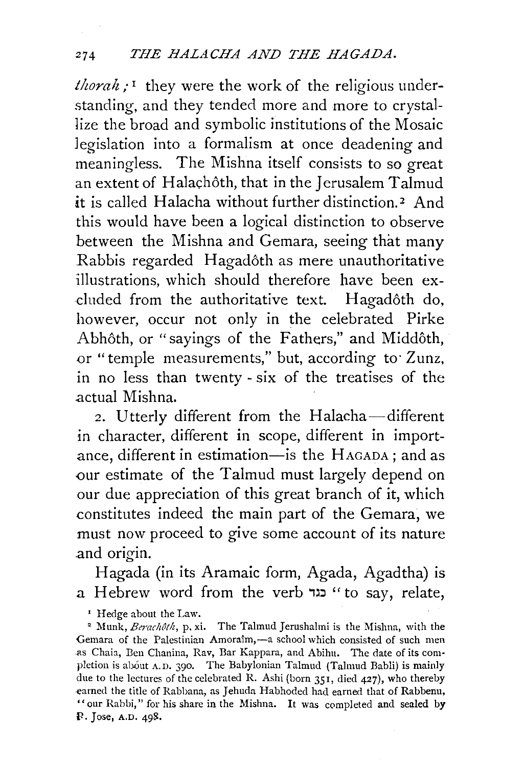*thorah*;[1] they were the work of the religious understanding, and they tended more and more to crystallize the broad and symbolic institutions of the Mosaic legislation into a formalism at once deadening and meaningless. The Mishna itself consists to so great an extent of Halaçhôth, that in the Jerusalem Talmud it is called Halacha without further distinction.[2] And this would have been a logical distinction to observe between the Mishna and Gemara, seeing that many Rabbis regarded Hagadôth as mere unauthoritative illustrations, which should therefore have been excluded from the authoritative text. Hagadôth do, however, occur not only in the celebrated Pirke Abhôth, or "sayings of the Fathers," and Middôth, or "temple measurements," but, according to Zunz, in no less than twenty-six of the treatises of the actual Mishna.

2. Utterly different from the Halacha—different in character, different in scope, different in importance, different in estimation—is the HAGADA; and as our estimate of the Talmud must largely depend on our due appreciation of this great branch of it, which constitutes indeed the main part of the Gemara, we must now proceed to give some account of its nature and origin.

Hagada (in its Aramaic form, Agada, Agadtha) is a Hebrew word from the verb נגד "to say, relate,

[1] Hedge about the Law.

[2] Munk, *Berachôth*, p. xi. The Talmud Jerushalmi is the Mishna, with the Gemara of the Palestinian Amoraîm,—a school which consisted of such men as Chaia, Ben Chanina, Rav, Bar Kappara, and Abihu. The date of its completion is about A.D. 390. The Babylonian Talmud (Talmud Babli) is mainly due to the lectures of the celebrated R. Ashi (born 351, died 427), who thereby earned the title of Rabbana, as Jehuda Habhoded had earned that of Rabbenu, "our Rabbi," for his share in the Mishna. It was completed and sealed by R. Jose, A.D. 498.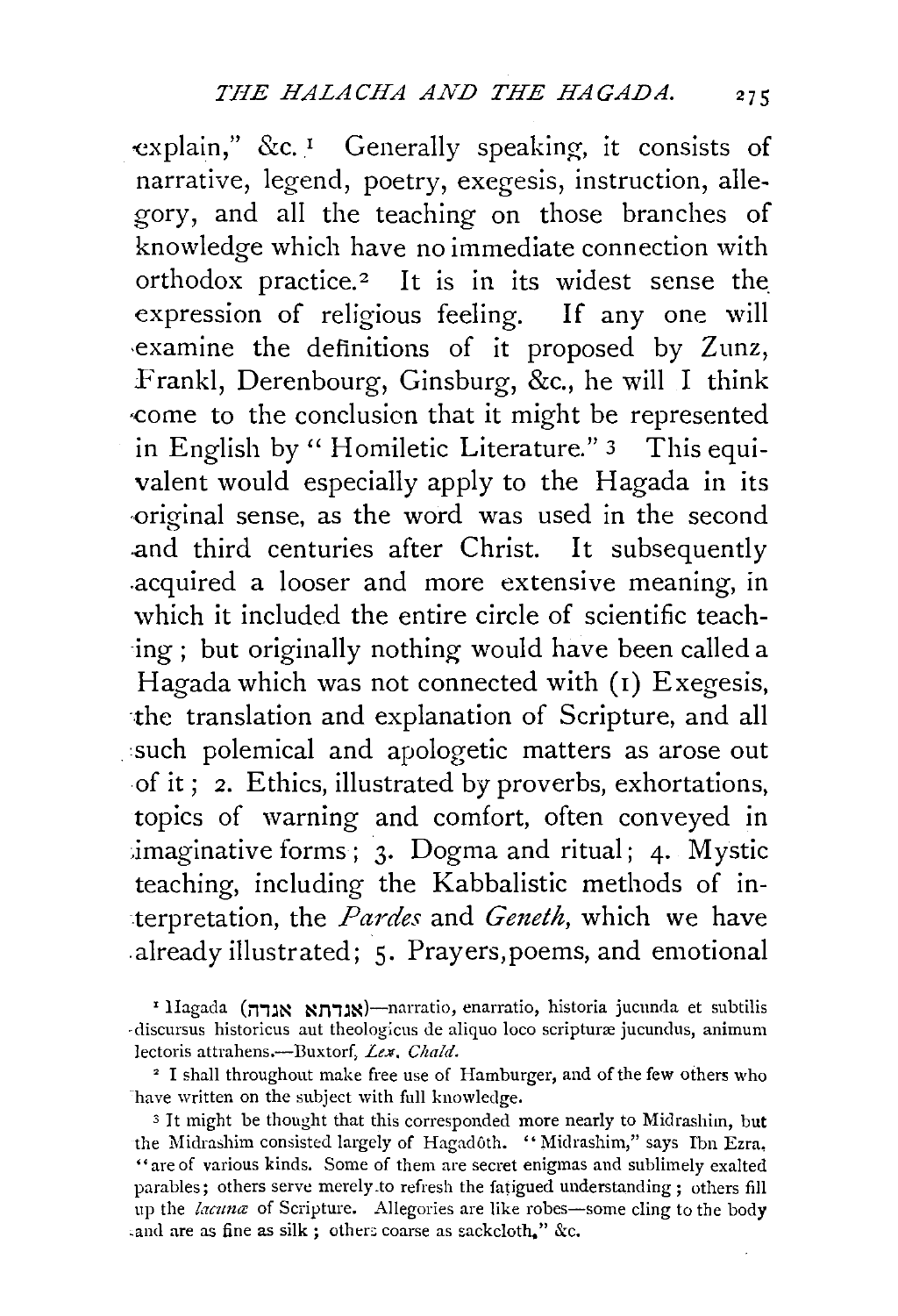explain," &c.[1] Generally speaking, it consists of narrative, legend, poetry, exegesis, instruction, allegory, and all the teaching on those branches of knowledge which have no immediate connection with orthodox practice.[2] It is in its widest sense the expression of religious feeling. If any one will examine the definitions of it proposed by Zunz, Frankl, Derenbourg, Ginsburg, &c., he will I think come to the conclusion that it might be represented in English by "Homiletic Literature."[3] This equivalent would especially apply to the Hagada in its original sense, as the word was used in the second and third centuries after Christ. It subsequently acquired a looser and more extensive meaning, in which it included the entire circle of scientific teaching; but originally nothing would have been called a Hagada which was not connected with (1) Exegesis, the translation and explanation of Scripture, and all such polemical and apologetic matters as arose out of it; 2. Ethics, illustrated by proverbs, exhortations, topics of warning and comfort, often conveyed in imaginative forms; 3. Dogma and ritual; 4. Mystic teaching, including the Kabbalistic methods of interpretation, the *Pardes* and *Geneth*, which we have already illustrated; 5. Prayers, poems, and emotional

[1] Hagada (אגדתא אגדה)—narratio, enarratio, historia jucunda et subtilis discursus historicus aut theologicus de aliquo loco scripturæ jucundus, animum lectoris attrahens.—Buxtorf, *Lex. Chald.*

[2] I shall throughout make free use of Hamburger, and of the few others who have written on the subject with full knowledge.

[3] It might be thought that this corresponded more nearly to Midrashim, but the Midrashim consisted largely of Hagadôth. "Midrashim," says Ibn Ezra, "are of various kinds. Some of them are secret enigmas and sublimely exalted parables; others serve merely to refresh the fatigued understanding; others fill up the *lacunæ* of Scripture. Allegories are like robes—some cling to the body and are as fine as silk; others coarse as sackcloth," &c.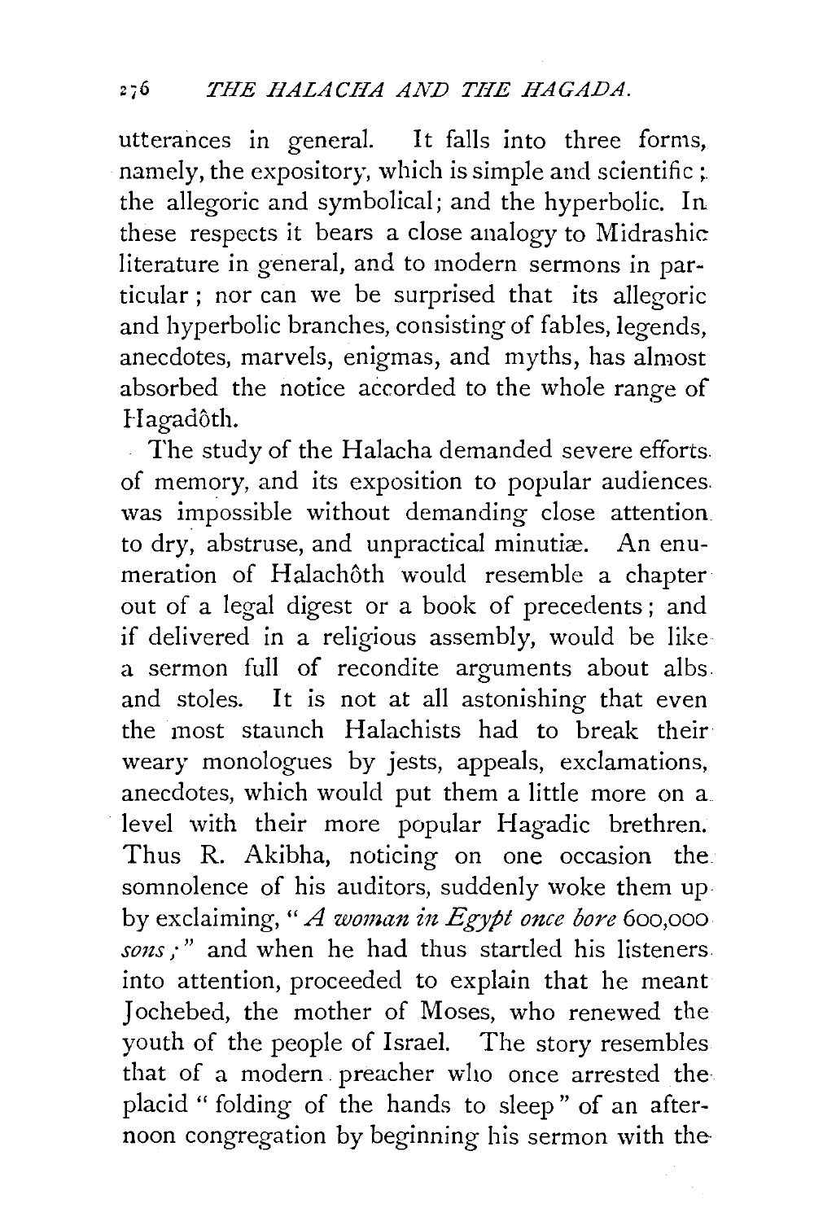utterances in general. It falls into three forms, namely, the expository, which is simple and scientific; the allegoric and symbolical; and the hyperbolic. In these respects it bears a close analogy to Midrashic literature in general, and to modern sermons in particular; nor can we be surprised that its allegoric and hyperbolic branches, consisting of fables, legends, anecdotes, marvels, enigmas, and myths, has almost absorbed the notice accorded to the whole range of Hagadôth.

The study of the Halacha demanded severe efforts of memory, and its exposition to popular audiences was impossible without demanding close attention to dry, abstruse, and unpractical minutiæ. An enumeration of Halachôth would resemble a chapter out of a legal digest or a book of precedents; and if delivered in a religious assembly, would be like a sermon full of recondite arguments about albs and stoles. It is not at all astonishing that even the most staunch Halachists had to break their weary monologues by jests, appeals, exclamations, anecdotes, which would put them a little more on a level with their more popular Hagadic brethren. Thus R. Akibha, noticing on one occasion the somnolence of his auditors, suddenly woke them up by exclaiming, "*A woman in Egypt once bore* 600,000 *sons;*" and when he had thus startled his listeners into attention, proceeded to explain that he meant Jochebed, the mother of Moses, who renewed the youth of the people of Israel. The story resembles that of a modern preacher who once arrested the placid "folding of the hands to sleep" of an afternoon congregation by beginning his sermon with the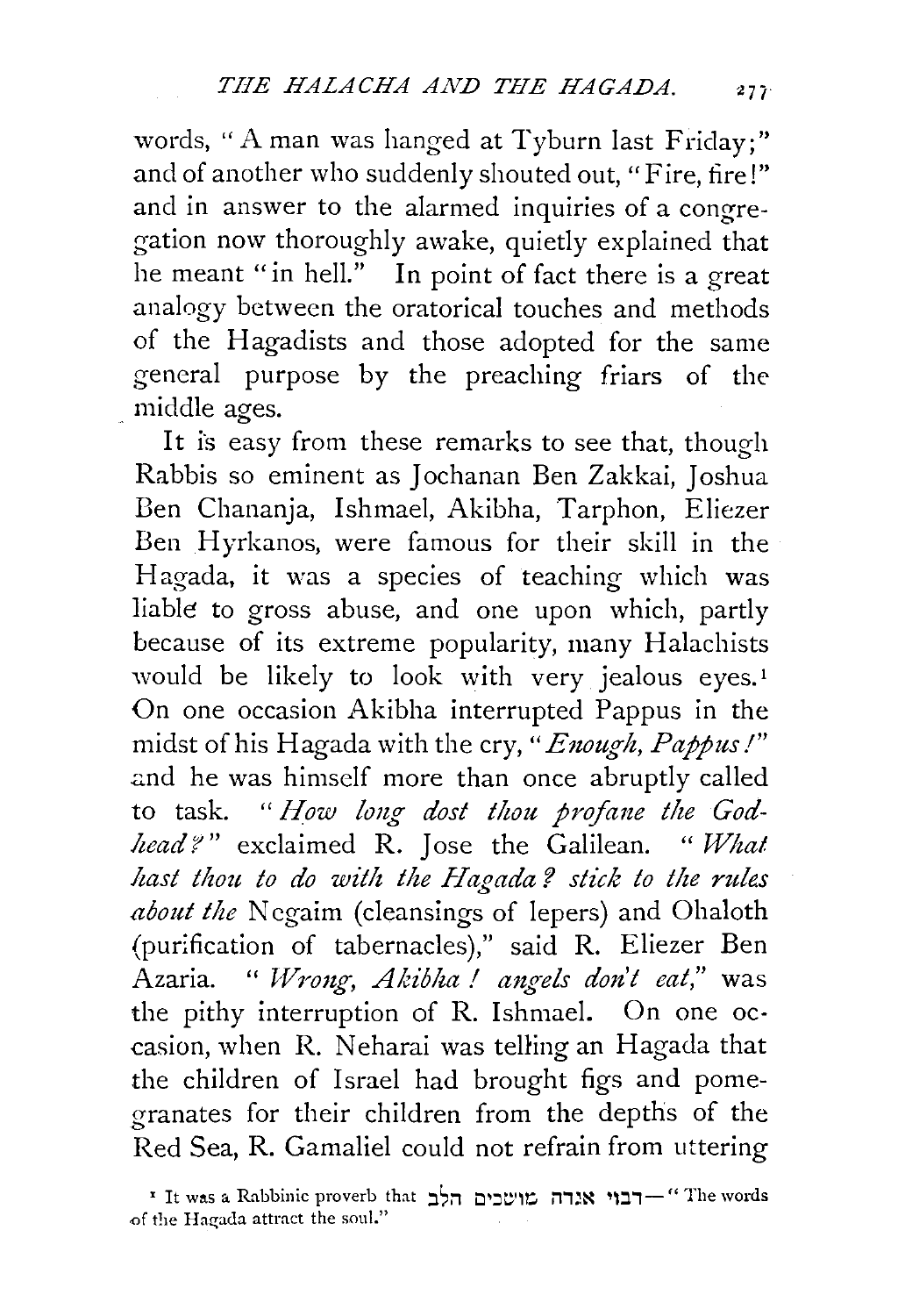words, "A man was hanged at Tyburn last Friday;" and of another who suddenly shouted out, "Fire, fire!" and in answer to the alarmed inquiries of a congregation now thoroughly awake, quietly explained that he meant "in hell." In point of fact there is a great analogy between the oratorical touches and methods of the Hagadists and those adopted for the same general purpose by the preaching friars of the middle ages.

It is easy from these remarks to see that, though Rabbis so eminent as Jochanan Ben Zakkai, Joshua Ben Chananja, Ishmael, Akibha, Tarphon, Eliezer Ben Hyrkanos, were famous for their skill in the Hagada, it was a species of teaching which was liable to gross abuse, and one upon which, partly because of its extreme popularity, many Halachists would be likely to look with very jealous eyes.[1] On one occasion Akibha interrupted Pappus in the midst of his Hagada with the cry, "*Enough, Pappus!*" and he was himself more than once abruptly called to task. "*How long dost thou profane the Godhead?*" exclaimed R. Jose the Galilean. "*What hast thou to do with the Hagada? stick to the rules about the* Negaim (cleansings of lepers) and Ohaloth (purification of tabernacles)," said R. Eliezer Ben Azaria. "*Wrong, Akibha! angels don't eat,*" was the pithy interruption of R. Ishmael. On one occasion, when R. Neharai was telling an Hagada that the children of Israel had brought figs and pomegranates for their children from the depths of the Red Sea, R. Gamaliel could not refrain from uttering

[1] It was a Rabbinic proverb that רבוי אגדה מושכים הלב—"The words of the Hagada attract the soul."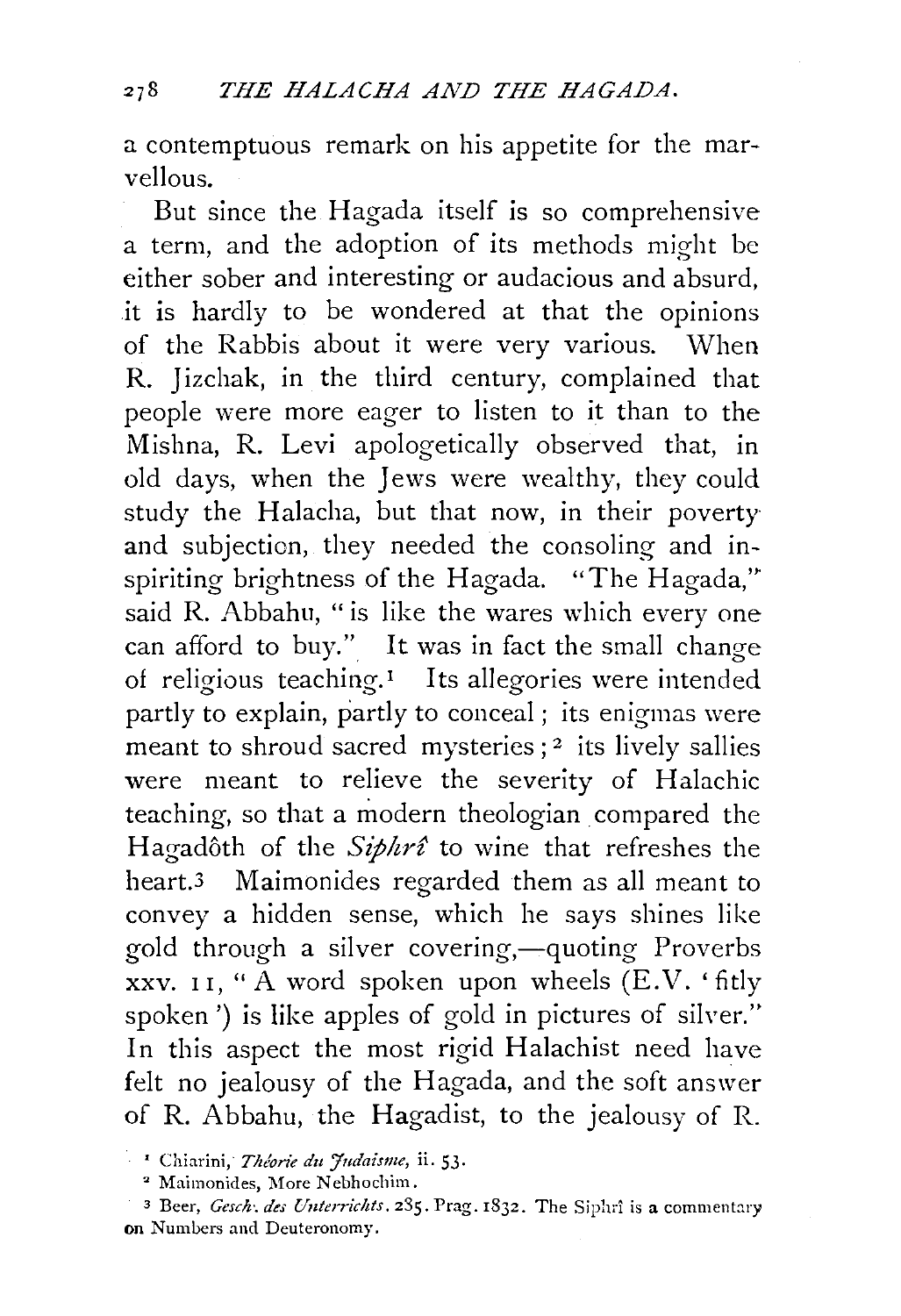a contemptuous remark on his appetite for the marvellous.

But since the Hagada itself is so comprehensive a term, and the adoption of its methods might be either sober and interesting or audacious and absurd, it is hardly to be wondered at that the opinions of the Rabbis about it were very various. When R. Jizchak, in the third century, complained that people were more eager to listen to it than to the Mishna, R. Levi apologetically observed that, in old days, when the Jews were wealthy, they could study the Halacha, but that now, in their poverty and subjection, they needed the consoling and inspiriting brightness of the Hagada. "The Hagada," said R. Abbahu, "is like the wares which every one can afford to buy." It was in fact the small change of religious teaching.[1] Its allegories were intended partly to explain, partly to conceal; its enigmas were meant to shroud sacred mysteries;[2] its lively sallies were meant to relieve the severity of Halachic teaching, so that a modern theologian compared the Hagadôth of the *Siphrî* to wine that refreshes the heart.[3] Maimonides regarded them as all meant to convey a hidden sense, which he says shines like gold through a silver covering,—quoting Proverbs xxv. 11, "A word spoken upon wheels (E.V. 'fitly spoken') is like apples of gold in pictures of silver." In this aspect the most rigid Halachist need have felt no jealousy of the Hagada, and the soft answer of R. Abbahu, the Hagadist, to the jealousy of R.

[1] Chiarini, *Théorie du Judaisme*, ii. 53.

[2] Maimonides, More Nebhochim.

[3] Beer, *Gesch. des Unterrichts*. 285. Prag. 1832. The Siphrî is a commentary on Numbers and Deuteronomy.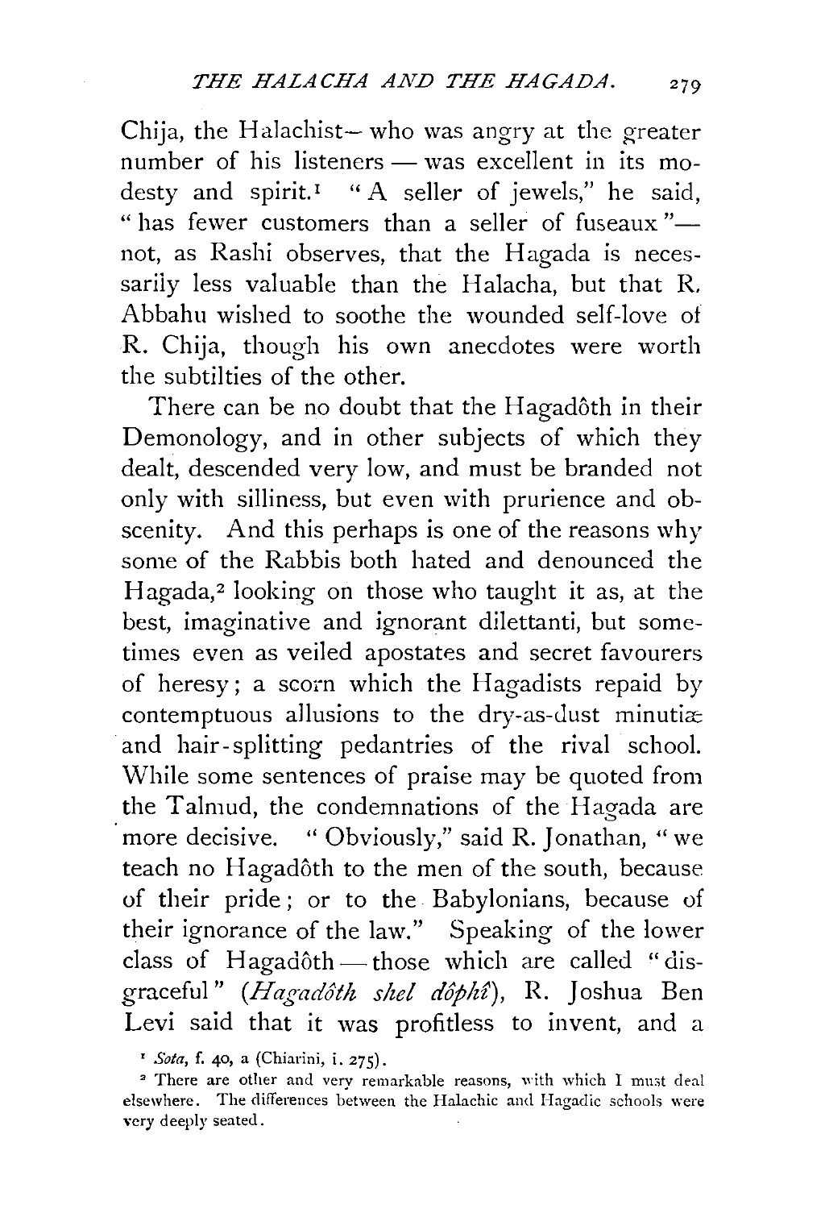Chija, the Halachist— who was angry at the greater number of his listeners — was excellent in its modesty and spirit.[1] "A seller of jewels," he said, "has fewer customers than a seller of fuseaux"— not, as Rashi observes, that the Hagada is necessarily less valuable than the Halacha, but that R. Abbahu wished to soothe the wounded self-love of R. Chija, though his own anecdotes were worth the subtilties of the other.

There can be no doubt that the Hagadôth in their Demonology, and in other subjects of which they dealt, descended very low, and must be branded not only with silliness, but even with prurience and obscenity. And this perhaps is one of the reasons why some of the Rabbis both hated and denounced the Hagada,[2] looking on those who taught it as, at the best, imaginative and ignorant dilettanti, but sometimes even as veiled apostates and secret favourers of heresy; a scorn which the Hagadists repaid by contemptuous allusions to the dry-as-dust minutiæ and hair-splitting pedantries of the rival school. While some sentences of praise may be quoted from the Talmud, the condemnations of the Hagada are more decisive. "Obviously," said R. Jonathan, "we teach no Hagadôth to the men of the south, because of their pride; or to the Babylonians, because of their ignorance of the law." Speaking of the lower class of Hagadôth — those which are called "disgraceful" (*Hagadôth shel dôphî*), R. Joshua Ben Levi said that it was profitless to invent, and a

[1] *Sota*, f. 40, a (Chiarini, i. 275).

[2] There are other and very remarkable reasons, with which I must deal elsewhere. The differences between the Halachic and Hagadic schools were very deeply seated.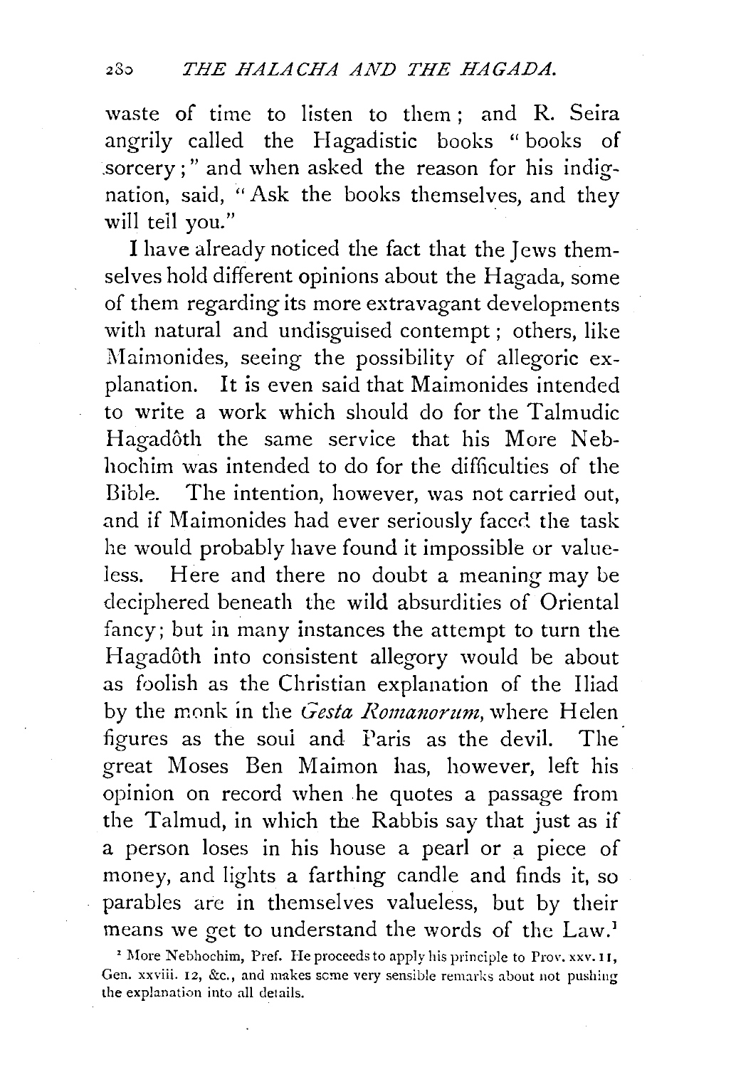waste of time to listen to them; and R. Seira angrily called the Hagadistic books "books of sorcery;" and when asked the reason for his indignation, said, "Ask the books themselves, and they will tell you."

I have already noticed the fact that the Jews themselves hold different opinions about the Hagada, some of them regarding its more extravagant developments with natural and undisguised contempt; others, like Maimonides, seeing the possibility of allegoric explanation. It is even said that Maimonides intended to write a work which should do for the Talmudic Hagadôth the same service that his More Nebhochim was intended to do for the difficulties of the Bible. The intention, however, was not carried out, and if Maimonides had ever seriously faced the task he would probably have found it impossible or valueless. Here and there no doubt a meaning may be deciphered beneath the wild absurdities of Oriental fancy; but in many instances the attempt to turn the Hagadôth into consistent allegory would be about as foolish as the Christian explanation of the Iliad by the monk in the *Gesta Romanorum*, where Helen figures as the soul and Paris as the devil. The great Moses Ben Maimon has, however, left his opinion on record when he quotes a passage from the Talmud, in which the Rabbis say that just as if a person loses in his house a pearl or a piece of money, and lights a farthing candle and finds it, so parables are in themselves valueless, but by their means we get to understand the words of the Law.[1]

[1] More Nebhochim, Pref. He proceeds to apply his principle to Prov. xxv. 11, Gen. xxviii. 12, &c., and makes some very sensible remarks about not pushing the explanation into all details.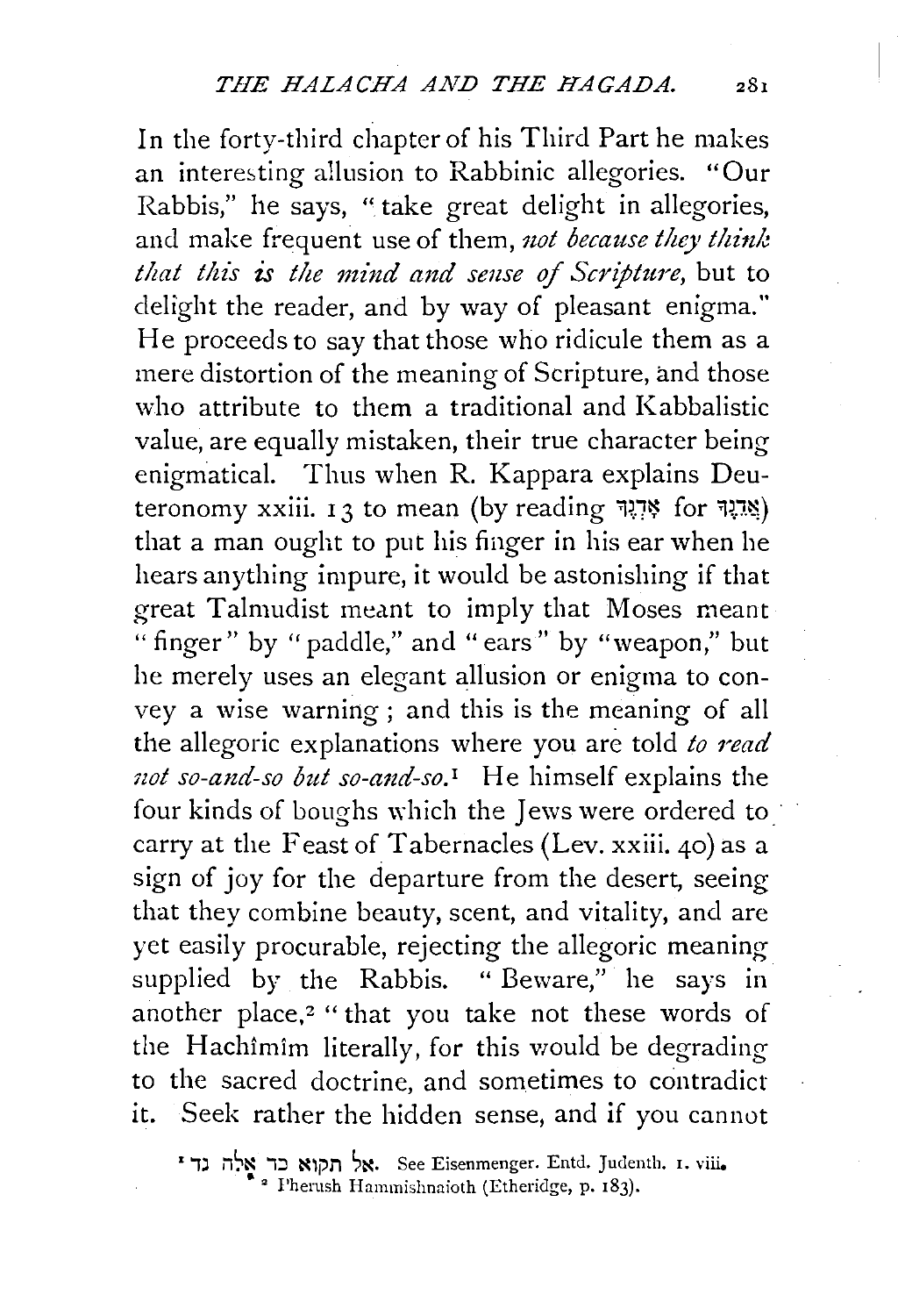In the forty-third chapter of his Third Part he makes an interesting allusion to Rabbinic allegories. "Our Rabbis," he says, "take great delight in allegories, and make frequent use of them, *not because they think that this is the mind and sense of Scripture*, but to delight the reader, and by way of pleasant enigma." He proceeds to say that those who ridicule them as a mere distortion of the meaning of Scripture, and those who attribute to them a traditional and Kabbalistic value, are equally mistaken, their true character being enigmatical. Thus when R. Kappara explains Deuteronomy xxiii. 13 to mean (by reading אָזְנֶךָ for אֲזֵנֶךָ) that a man ought to put his finger in his ear when he hears anything impure, it would be astonishing if that great Talmudist meant to imply that Moses meant "finger" by "paddle," and "ears" by "weapon," but he merely uses an elegant allusion or enigma to convey a wise warning; and this is the meaning of all the allegoric explanations where you are told *to read not so-and-so but so-and-so.*[1] He himself explains the four kinds of boughs which the Jews were ordered to carry at the Feast of Tabernacles (Lev. xxiii. 40) as a sign of joy for the departure from the desert, seeing that they combine beauty, scent, and vitality, and are yet easily procurable, rejecting the allegoric meaning supplied by the Rabbis. "Beware," he says in another place,[2] "that you take not these words of the Hachîmîm literally, for this would be degrading to the sacred doctrine, and sometimes to contradict it. Seek rather the hidden sense, and if you cannot

[1] אל תקרא כך אלא כך. See Eisenmenger. Entd. Judenth. I. viii.

[2] Pherush Hammishnaioth (Etheridge, p. 183).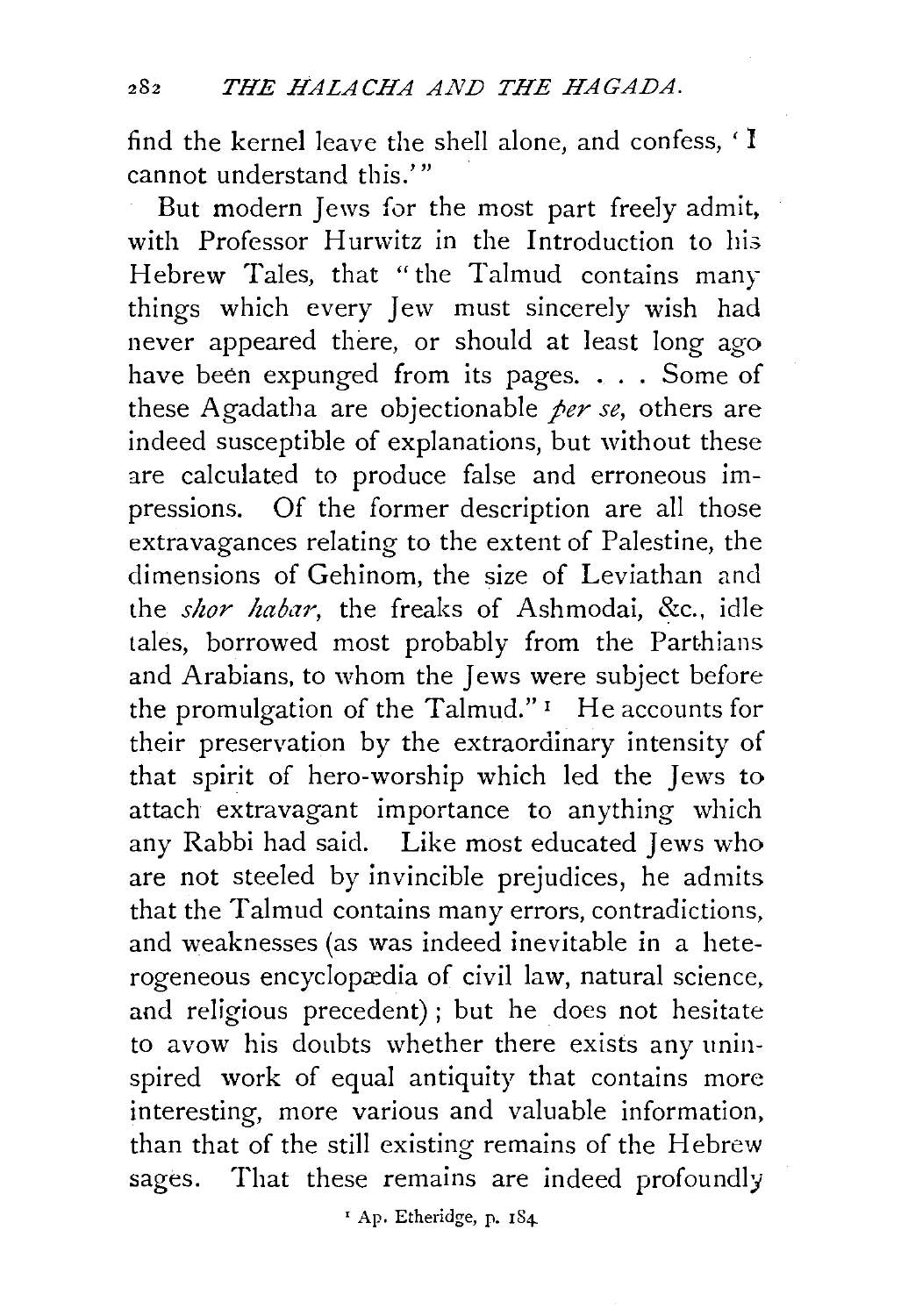find the kernel leave the shell alone, and confess, 'I cannot understand this.'"

But modern Jews for the most part freely admit, with Professor Hurwitz in the Introduction to his Hebrew Tales, that "the Talmud contains many things which every Jew must sincerely wish had never appeared there, or should at least long ago have been expunged from its pages. . . . Some of these Agadatha are objectionable *per se*, others are indeed susceptible of explanations, but without these are calculated to produce false and erroneous impressions. Of the former description are all those extravagances relating to the extent of Palestine, the dimensions of Gehinom, the size of Leviathan and the *shor habar*, the freaks of Ashmodai, &c., idle tales, borrowed most probably from the Parthians and Arabians, to whom the Jews were subject before the promulgation of the Talmud."[1] He accounts for their preservation by the extraordinary intensity of that spirit of hero-worship which led the Jews to attach extravagant importance to anything which any Rabbi had said. Like most educated Jews who are not steeled by invincible prejudices, he admits that the Talmud contains many errors, contradictions, and weaknesses (as was indeed inevitable in a heterogeneous encyclopædia of civil law, natural science, and religious precedent); but he does not hesitate to avow his doubts whether there exists any uninspired work of equal antiquity that contains more interesting, more various and valuable information, than that of the still existing remains of the Hebrew sages. That these remains are indeed profoundly

[1] Ap. Etheridge, p. 184.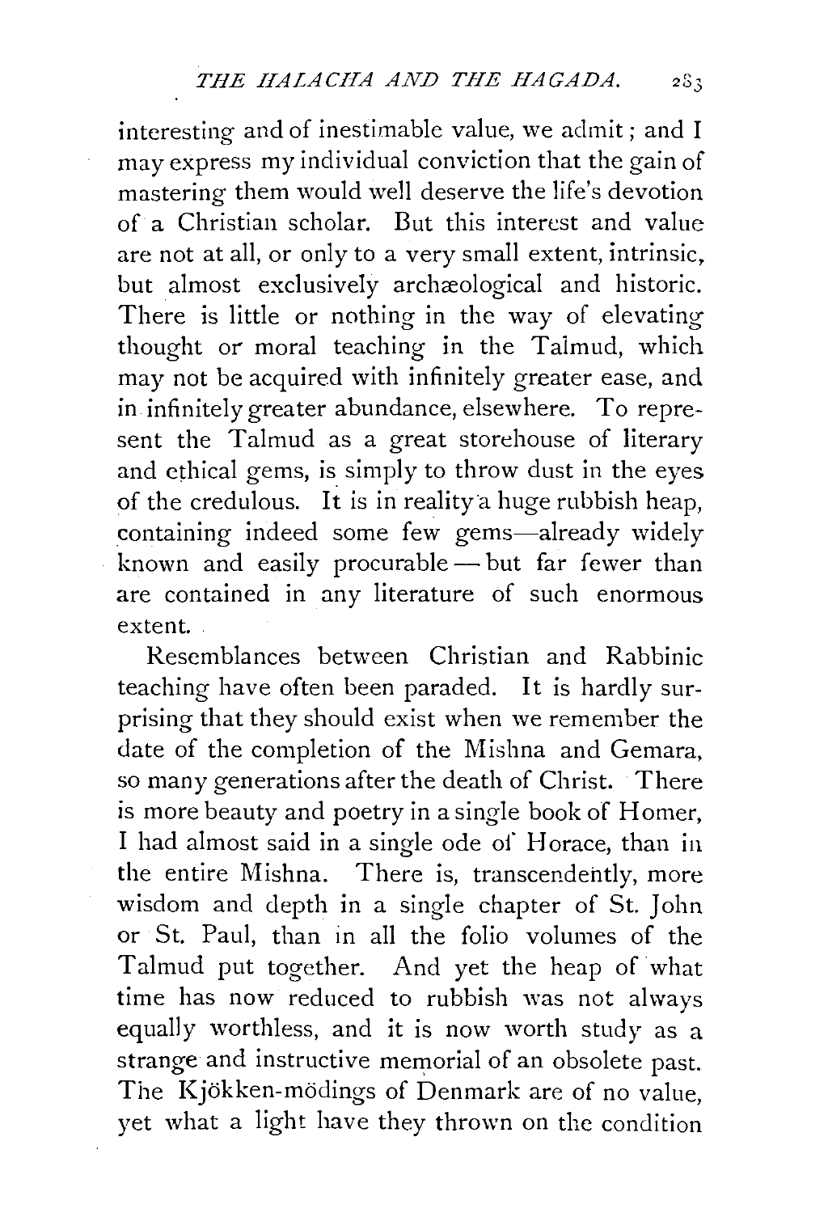interesting and of inestimable value, we admit; and I may express my individual conviction that the gain of mastering them would well deserve the life's devotion of a Christian scholar. But this interest and value are not at all, or only to a very small extent, intrinsic, but almost exclusively archæological and historic. There is little or nothing in the way of elevating thought or moral teaching in the Talmud, which may not be acquired with infinitely greater ease, and in infinitely greater abundance, elsewhere. To represent the Talmud as a great storehouse of literary and ethical gems, is simply to throw dust in the eyes of the credulous. It is in reality a huge rubbish heap, containing indeed some few gems—already widely known and easily procurable—but far fewer than are contained in any literature of such enormous extent.

Resemblances between Christian and Rabbinic teaching have often been paraded. It is hardly surprising that they should exist when we remember the date of the completion of the Mishna and Gemara, so many generations after the death of Christ. There is more beauty and poetry in a single book of Homer, I had almost said in a single ode of Horace, than in the entire Mishna. There is, transcendently, more wisdom and depth in a single chapter of St. John or St. Paul, than in all the folio volumes of the Talmud put together. And yet the heap of what time has now reduced to rubbish was not always equally worthless, and it is now worth study as a strange and instructive memorial of an obsolete past. The Kjökken-mödings of Denmark are of no value, yet what a light have they thrown on the condition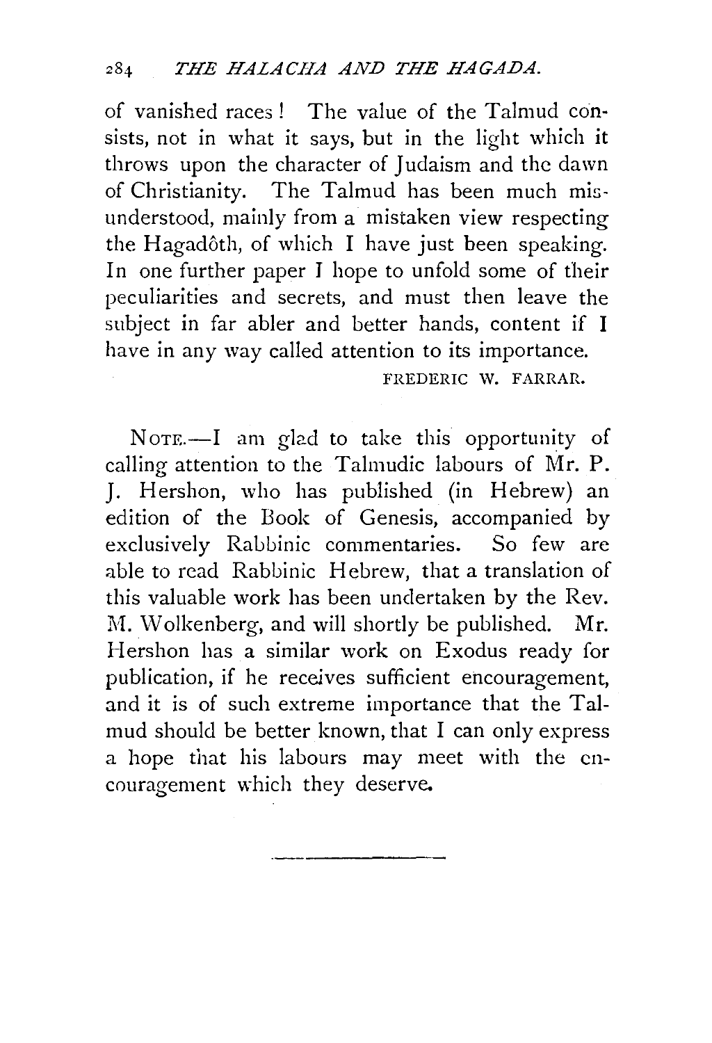of vanished races! The value of the Talmud consists, not in what it says, but in the light which it throws upon the character of Judaism and the dawn of Christianity. The Talmud has been much misunderstood, mainly from a mistaken view respecting the Hagadôth, of which I have just been speaking. In one further paper I hope to unfold some of their peculiarities and secrets, and must then leave the subject in far abler and better hands, content if I have in any way called attention to its importance.

FREDERIC W. FARRAR.

NOTE.—I am glad to take this opportunity of calling attention to the Talmudic labours of Mr. P. J. Hershon, who has published (in Hebrew) an edition of the Book of Genesis, accompanied by exclusively Rabbinic commentaries. So few are able to read Rabbinic Hebrew, that a translation of this valuable work has been undertaken by the Rev. M. Wolkenberg, and will shortly be published. Mr. Hershon has a similar work on Exodus ready for publication, if he receives sufficient encouragement, and it is of such extreme importance that the Talmud should be better known, that I can only express a hope that his labours may meet with the encouragement which they deserve.